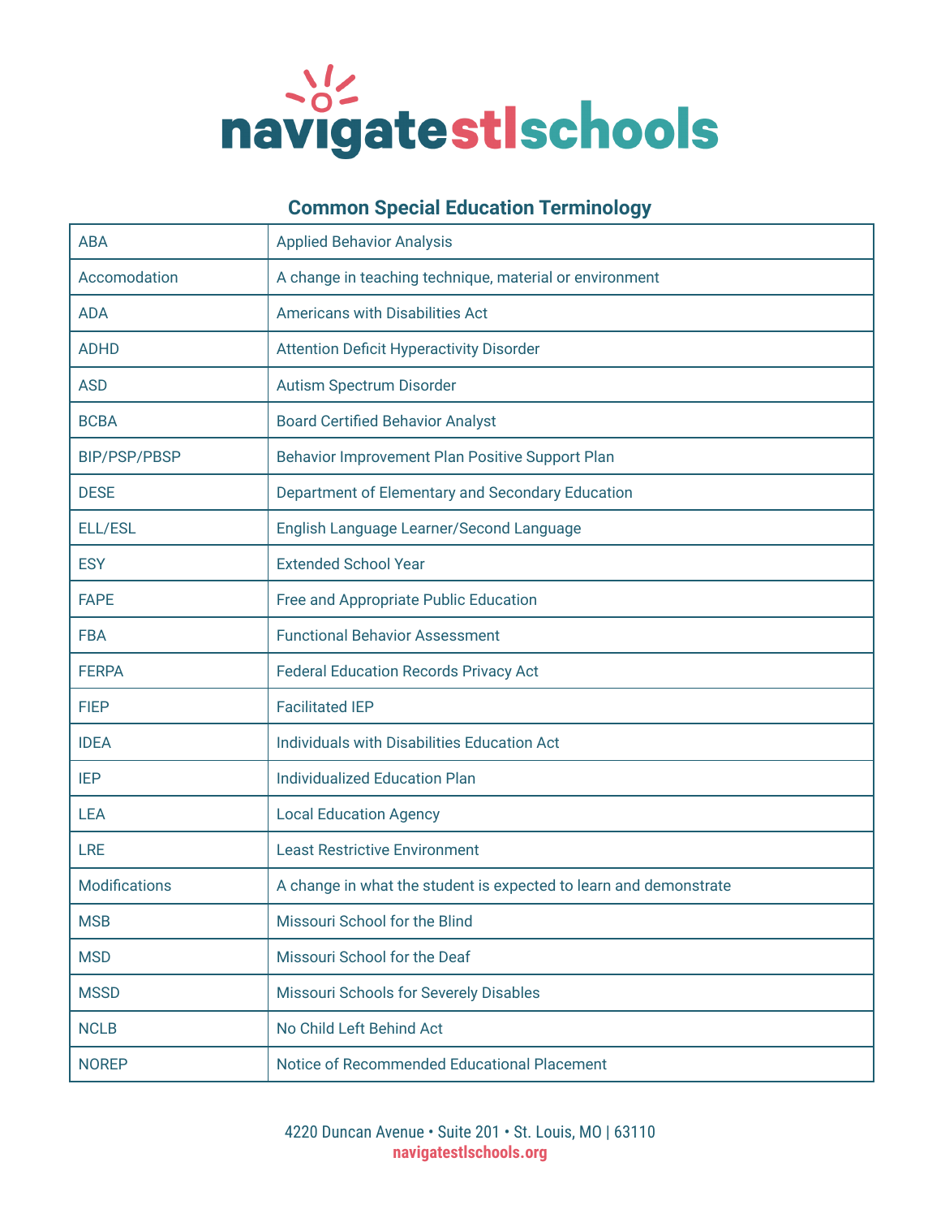navigatestlschools

## Common Special Education Terminology

| | |
|---|---|
| ABA | Applied Behavior Analysis |
| Accomodation | A change in teaching technique, material or environment |
| ADA | Americans with Disabilities Act |
| ADHD | Attention Deficit Hyperactivity Disorder |
| ASD | Autism Spectrum Disorder |
| BCBA | Board Certified Behavior Analyst |
| BIP/PSP/PBSP | Behavior Improvement Plan Positive Support Plan |
| DESE | Department of Elementary and Secondary Education |
| ELL/ESL | English Language Learner/Second Language |
| ESY | Extended School Year |
| FAPE | Free and Appropriate Public Education |
| FBA | Functional Behavior Assessment |
| FERPA | Federal Education Records Privacy Act |
| FIEP | Facilitated IEP |
| IDEA | Individuals with Disabilities Education Act |
| IEP | Individualized Education Plan |
| LEA | Local Education Agency |
| LRE | Least Restrictive Environment |
| Modifications | A change in what the student is expected to learn and demonstrate |
| MSB | Missouri School for the Blind |
| MSD | Missouri School for the Deaf |
| MSSD | Missouri Schools for Severely Disables |
| NCLB | No Child Left Behind Act |
| NOREP | Notice of Recommended Educational Placement |

4220 Duncan Avenue • Suite 201 • St. Louis, MO | 63110
navigatestlschools.org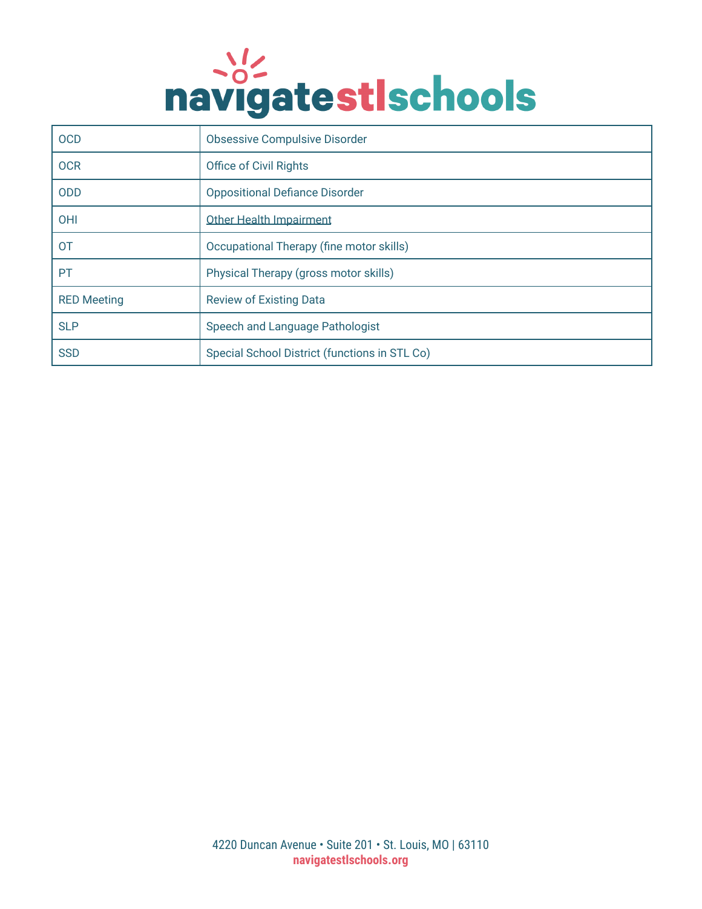| | |
|---|---|
| OCD | Obsessive Compulsive Disorder |
| OCR | Office of Civil Rights |
| ODD | Oppositional Defiance Disorder |
| OHI | Other Health Impairment |
| OT | Occupational Therapy (fine motor skills) |
| PT | Physical Therapy (gross motor skills) |
| RED Meeting | Review of Existing Data |
| SLP | Speech and Language Pathologist |
| SSD | Special School District (functions in STL Co) |